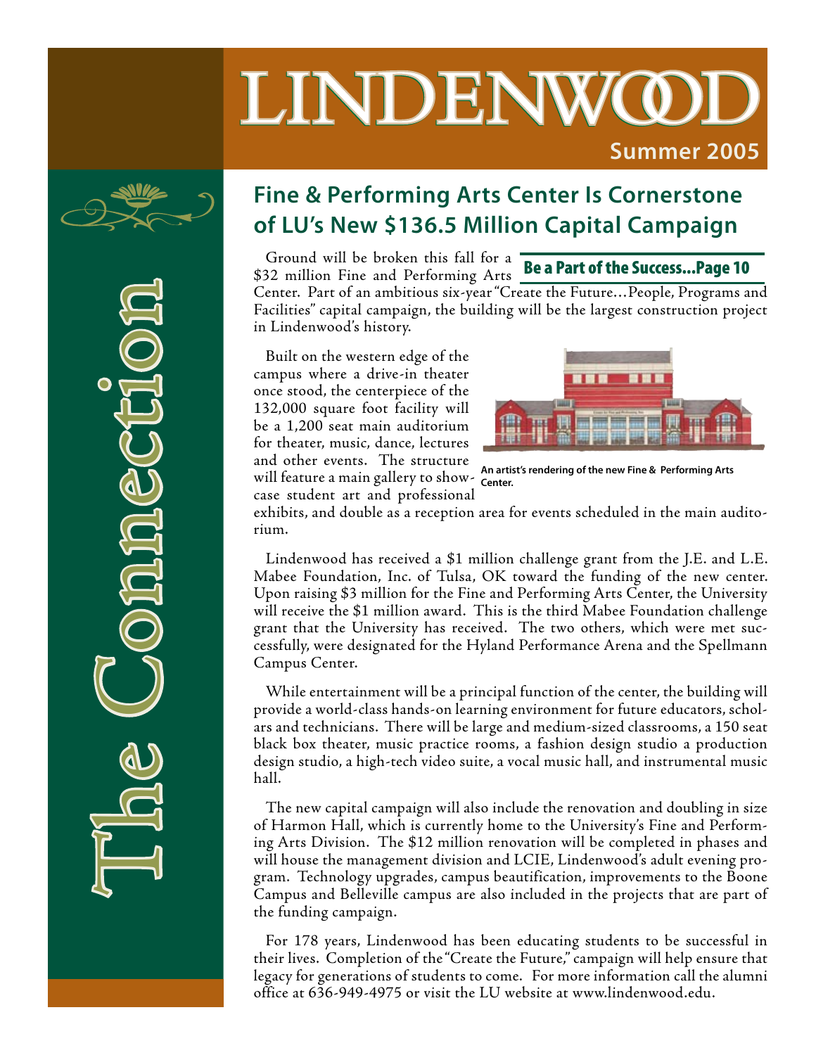# LINDENWOOD

**Summer 2005**

The Connection

## Fine & Performing Arts Center Is Cornerstone of LU's New $136.5 Million Capital Campaign

**Be a Part of the Success...Page 10**

Ground will be broken this fall for a $32 million Fine and Performing Arts Center. Part of an ambitious six-year "Create the Future…People, Programs and Facilities" capital campaign, the building will be the largest construction project in Lindenwood's history.

Built on the western edge of the campus where a drive-in theater once stood, the centerpiece of the 132,000 square foot facility will be a 1,200 seat main auditorium for theater, music, dance, lectures and other events. The structure will feature a main gallery to showcase student art and professional exhibits, and double as a reception area for events scheduled in the main auditorium.

An artist's rendering of the new Fine & Performing Arts Center.

Lindenwood has received a $1 million challenge grant from the J.E. and L.E. Mabee Foundation, Inc. of Tulsa, OK toward the funding of the new center. Upon raising $3 million for the Fine and Performing Arts Center, the University will receive the $1 million award. This is the third Mabee Foundation challenge grant that the University has received. The two others, which were met successfully, were designated for the Hyland Performance Arena and the Spellmann Campus Center.

While entertainment will be a principal function of the center, the building will provide a world-class hands-on learning environment for future educators, scholars and technicians. There will be large and medium-sized classrooms, a 150 seat black box theater, music practice rooms, a fashion design studio a production design studio, a high-tech video suite, a vocal music hall, and instrumental music hall.

The new capital campaign will also include the renovation and doubling in size of Harmon Hall, which is currently home to the University's Fine and Performing Arts Division. The $12 million renovation will be completed in phases and will house the management division and LCIE, Lindenwood's adult evening program. Technology upgrades, campus beautification, improvements to the Boone Campus and Belleville campus are also included in the projects that are part of the funding campaign.

For 178 years, Lindenwood has been educating students to be successful in their lives. Completion of the "Create the Future," campaign will help ensure that legacy for generations of students to come. For more information call the alumni office at 636-949-4975 or visit the LU website at www.lindenwood.edu.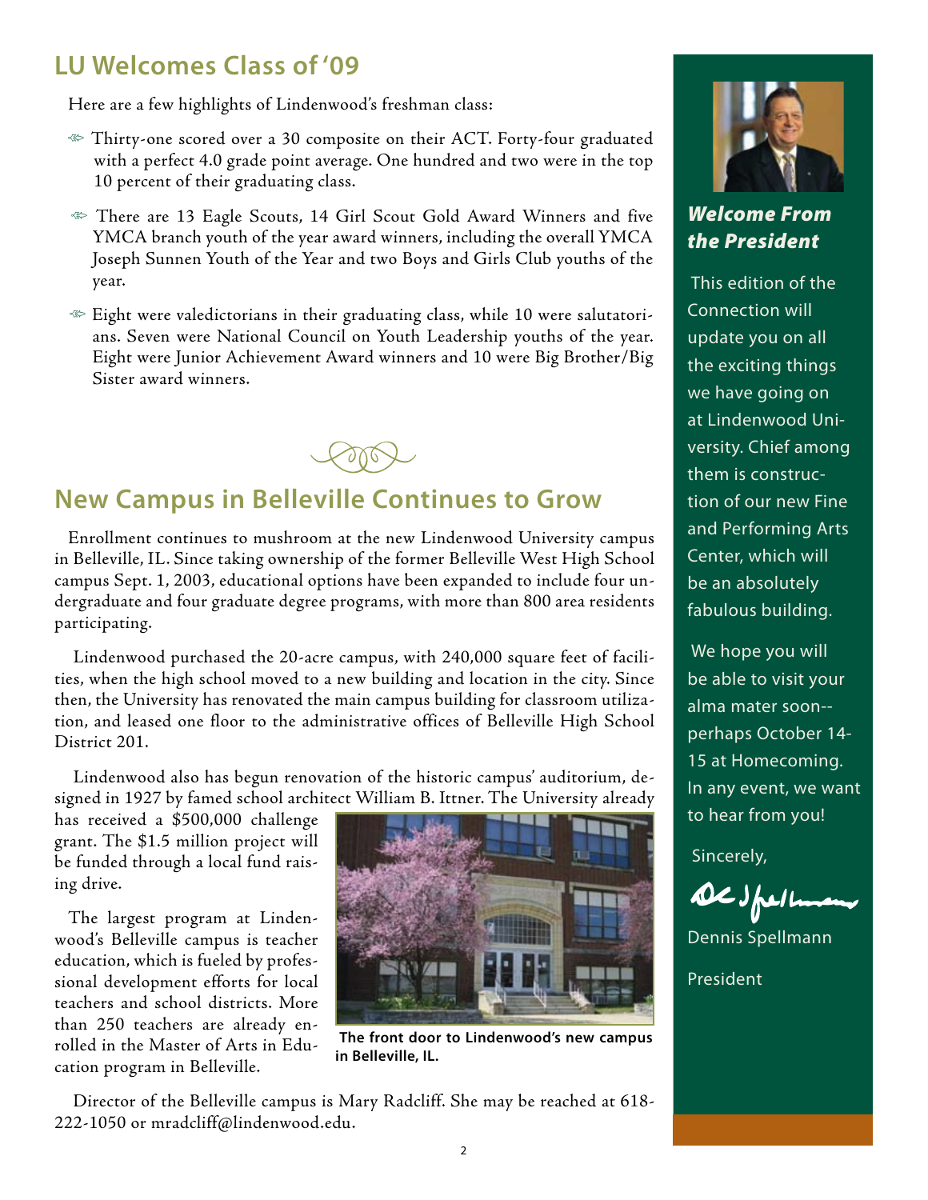## LU Welcomes Class of '09

Here are a few highlights of Lindenwood's freshman class:

- Thirty-one scored over a 30 composite on their ACT. Forty-four graduated with a perfect 4.0 grade point average. One hundred and two were in the top 10 percent of their graduating class.
- There are 13 Eagle Scouts, 14 Girl Scout Gold Award Winners and five YMCA branch youth of the year award winners, including the overall YMCA Joseph Sunnen Youth of the Year and two Boys and Girls Club youths of the year.
- Eight were valedictorians in their graduating class, while 10 were salutatorians. Seven were National Council on Youth Leadership youths of the year. Eight were Junior Achievement Award winners and 10 were Big Brother/Big Sister award winners.

## New Campus in Belleville Continues to Grow

Enrollment continues to mushroom at the new Lindenwood University campus in Belleville, IL. Since taking ownership of the former Belleville West High School campus Sept. 1, 2003, educational options have been expanded to include four undergraduate and four graduate degree programs, with more than 800 area residents participating.

Lindenwood purchased the 20-acre campus, with 240,000 square feet of facilities, when the high school moved to a new building and location in the city. Since then, the University has renovated the main campus building for classroom utilization, and leased one floor to the administrative offices of Belleville High School District 201.

Lindenwood also has begun renovation of the historic campus' auditorium, designed in 1927 by famed school architect William B. Ittner. The University already has received a $500,000 challenge grant. The $1.5 million project will be funded through a local fund raising drive.

The largest program at Lindenwood's Belleville campus is teacher education, which is fueled by professional development efforts for local teachers and school districts. More than 250 teachers are already enrolled in the Master of Arts in Education program in Belleville.

**The front door to Lindenwood's new campus in Belleville, IL.**

Director of the Belleville campus is Mary Radcliff. She may be reached at 618-222-1050 or mradcliff@lindenwood.edu.

### *Welcome From the President*

This edition of the Connection will update you on all the exciting things we have going on at Lindenwood University. Chief among them is construction of our new Fine and Performing Arts Center, which will be an absolutely fabulous building.

We hope you will be able to visit your alma mater soon--perhaps October 14-15 at Homecoming. In any event, we want to hear from you!

Sincerely,

Dennis Spellmann

President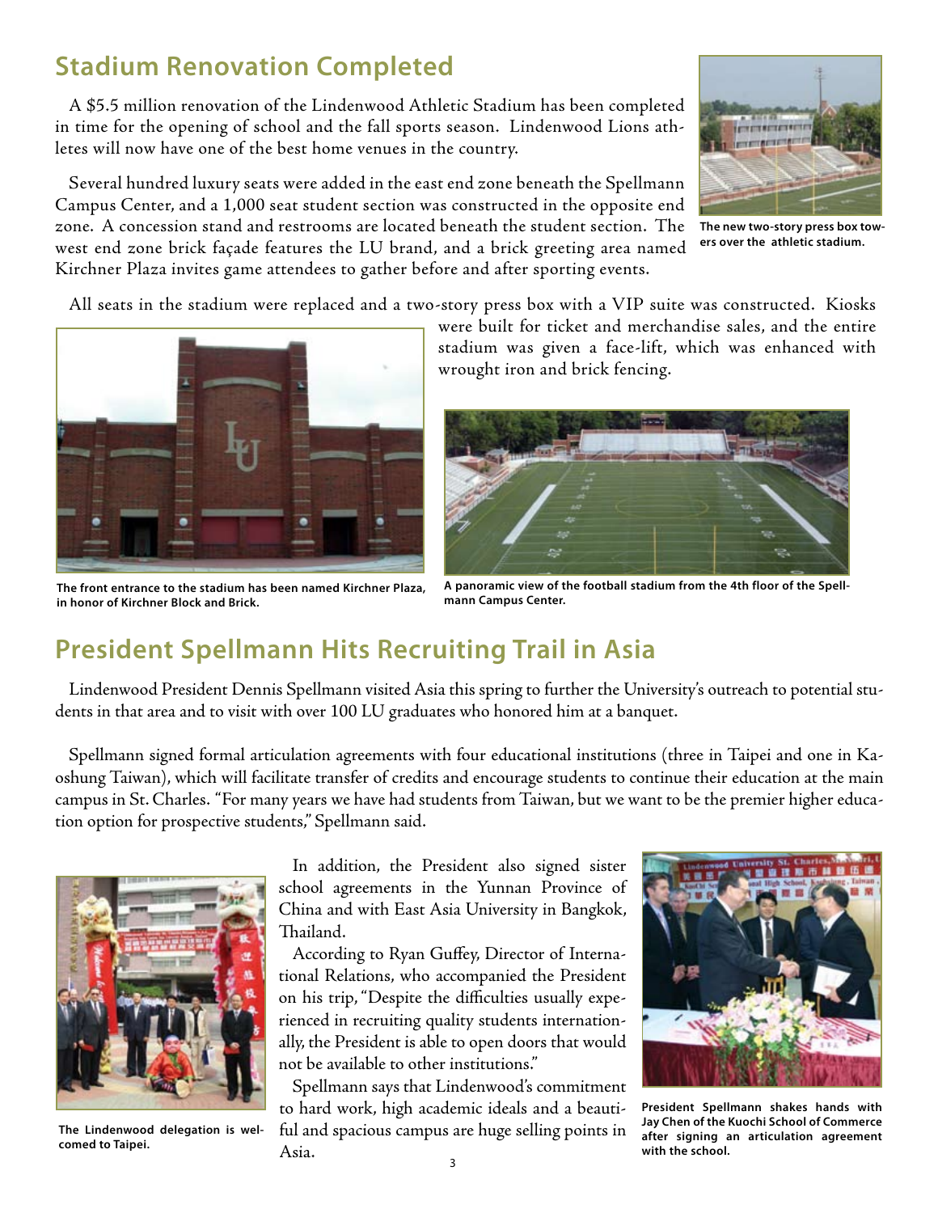## Stadium Renovation Completed

A $5.5 million renovation of the Lindenwood Athletic Stadium has been completed in time for the opening of school and the fall sports season. Lindenwood Lions athletes will now have one of the best home venues in the country.

Several hundred luxury seats were added in the east end zone beneath the Spellmann Campus Center, and a 1,000 seat student section was constructed in the opposite end zone. A concession stand and restrooms are located beneath the student section. The west end zone brick façade features the LU brand, and a brick greeting area named Kirchner Plaza invites game attendees to gather before and after sporting events.

**The new two-story press box towers over the athletic stadium.**

All seats in the stadium were replaced and a two-story press box with a VIP suite was constructed. Kiosks were built for ticket and merchandise sales, and the entire stadium was given a face-lift, which was enhanced with wrought iron and brick fencing.

**The front entrance to the stadium has been named Kirchner Plaza, in honor of Kirchner Block and Brick.**

**A panoramic view of the football stadium from the 4th floor of the Spellmann Campus Center.**

## President Spellmann Hits Recruiting Trail in Asia

Lindenwood President Dennis Spellmann visited Asia this spring to further the University's outreach to potential students in that area and to visit with over 100 LU graduates who honored him at a banquet.

Spellmann signed formal articulation agreements with four educational institutions (three in Taipei and one in Kaoshung Taiwan), which will facilitate transfer of credits and encourage students to continue their education at the main campus in St. Charles. "For many years we have had students from Taiwan, but we want to be the premier higher education option for prospective students," Spellmann said.

In addition, the President also signed sister school agreements in the Yunnan Province of China and with East Asia University in Bangkok, Thailand.

According to Ryan Guffey, Director of International Relations, who accompanied the President on his trip, "Despite the difficulties usually experienced in recruiting quality students internationally, the President is able to open doors that would not be available to other institutions."

Spellmann says that Lindenwood's commitment to hard work, high academic ideals and a beautiful and spacious campus are huge selling points in Asia.

**The Lindenwood delegation is welcomed to Taipei.**

**President Spellmann shakes hands with Jay Chen of the Kuochi School of Commerce after signing an articulation agreement with the school.**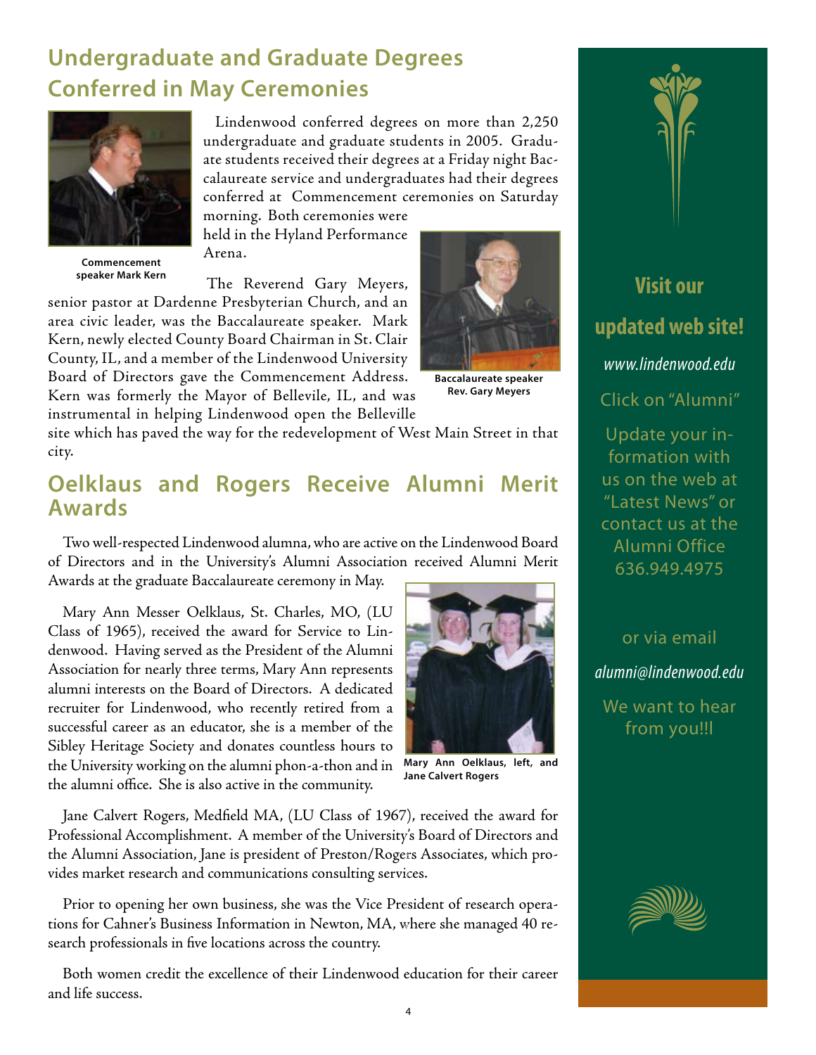## Undergraduate and Graduate Degrees Conferred in May Ceremonies

Commencement speaker Mark Kern

Lindenwood conferred degrees on more than 2,250 undergraduate and graduate students in 2005. Graduate students received their degrees at a Friday night Baccalaureate service and undergraduates had their degrees conferred at Commencement ceremonies on Saturday morning. Both ceremonies were held in the Hyland Performance Arena.

The Reverend Gary Meyers, senior pastor at Dardenne Presbyterian Church, and an area civic leader, was the Baccalaureate speaker. Mark Kern, newly elected County Board Chairman in St. Clair County, IL, and a member of the Lindenwood University Board of Directors gave the Commencement Address. Kern was formerly the Mayor of Bellevile, IL, and was instrumental in helping Lindenwood open the Belleville site which has paved the way for the redevelopment of West Main Street in that city.

Baccalaureate speaker Rev. Gary Meyers

## Oelklaus and Rogers Receive Alumni Merit Awards

Two well-respected Lindenwood alumna, who are active on the Lindenwood Board of Directors and in the University's Alumni Association received Alumni Merit Awards at the graduate Baccalaureate ceremony in May.

Mary Ann Messer Oelklaus, St. Charles, MO, (LU Class of 1965), received the award for Service to Lindenwood. Having served as the President of the Alumni Association for nearly three terms, Mary Ann represents alumni interests on the Board of Directors. A dedicated recruiter for Lindenwood, who recently retired from a successful career as an educator, she is a member of the Sibley Heritage Society and donates countless hours to the University working on the alumni phon-a-thon and in the alumni office. She is also active in the community.

Mary Ann Oelklaus, left, and Jane Calvert Rogers

Jane Calvert Rogers, Medfield MA, (LU Class of 1967), received the award for Professional Accomplishment. A member of the University's Board of Directors and the Alumni Association, Jane is president of Preston/Rogers Associates, which provides market research and communications consulting services.

Prior to opening her own business, she was the Vice President of research operations for Cahner's Business Information in Newton, MA, where she managed 40 research professionals in five locations across the country.

Both women credit the excellence of their Lindenwood education for their career and life success.

**Visit our updated web site!**

*www.lindenwood.edu*

Click on "Alumni"

Update your information with us on the web at "Latest News" or contact us at the Alumni Office 636.949.4975

or via email

*alumni@lindenwood.edu*

We want to hear from you!!!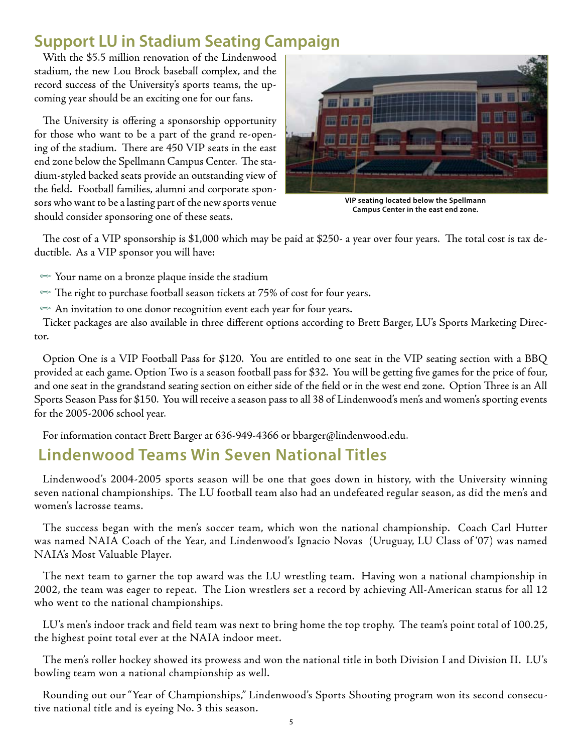## Support LU in Stadium Seating Campaign

With the $5.5 million renovation of the Lindenwood stadium, the new Lou Brock baseball complex, and the record success of the University's sports teams, the upcoming year should be an exciting one for our fans.

The University is offering a sponsorship opportunity for those who want to be a part of the grand re-opening of the stadium. There are 450 VIP seats in the east end zone below the Spellmann Campus Center. The stadium-styled backed seats provide an outstanding view of the field. Football families, alumni and corporate sponsors who want to be a lasting part of the new sports venue should consider sponsoring one of these seats.

VIP seating located below the Spellmann Campus Center in the east end zone.

The cost of a VIP sponsorship is $1,000 which may be paid at $250- a year over four years. The total cost is tax deductible. As a VIP sponsor you will have:

- Your name on a bronze plaque inside the stadium
- The right to purchase football season tickets at 75% of cost for four years.
- An invitation to one donor recognition event each year for four years.

Ticket packages are also available in three different options according to Brett Barger, LU's Sports Marketing Director.

Option One is a VIP Football Pass for $120. You are entitled to one seat in the VIP seating section with a BBQ provided at each game. Option Two is a season football pass for $32. You will be getting five games for the price of four, and one seat in the grandstand seating section on either side of the field or in the west end zone. Option Three is an All Sports Season Pass for $150. You will receive a season pass to all 38 of Lindenwood's men's and women's sporting events for the 2005-2006 school year.

For information contact Brett Barger at 636-949-4366 or bbarger@lindenwood.edu.

## Lindenwood Teams Win Seven National Titles

Lindenwood's 2004-2005 sports season will be one that goes down in history, with the University winning seven national championships. The LU football team also had an undefeated regular season, as did the men's and women's lacrosse teams.

The success began with the men's soccer team, which won the national championship. Coach Carl Hutter was named NAIA Coach of the Year, and Lindenwood's Ignacio Novas (Uruguay, LU Class of '07) was named NAIA's Most Valuable Player.

The next team to garner the top award was the LU wrestling team. Having won a national championship in 2002, the team was eager to repeat. The Lion wrestlers set a record by achieving All-American status for all 12 who went to the national championships.

LU's men's indoor track and field team was next to bring home the top trophy. The team's point total of 100.25, the highest point total ever at the NAIA indoor meet.

The men's roller hockey showed its prowess and won the national title in both Division I and Division II. LU's bowling team won a national championship as well.

Rounding out our "Year of Championships," Lindenwood's Sports Shooting program won its second consecutive national title and is eyeing No. 3 this season.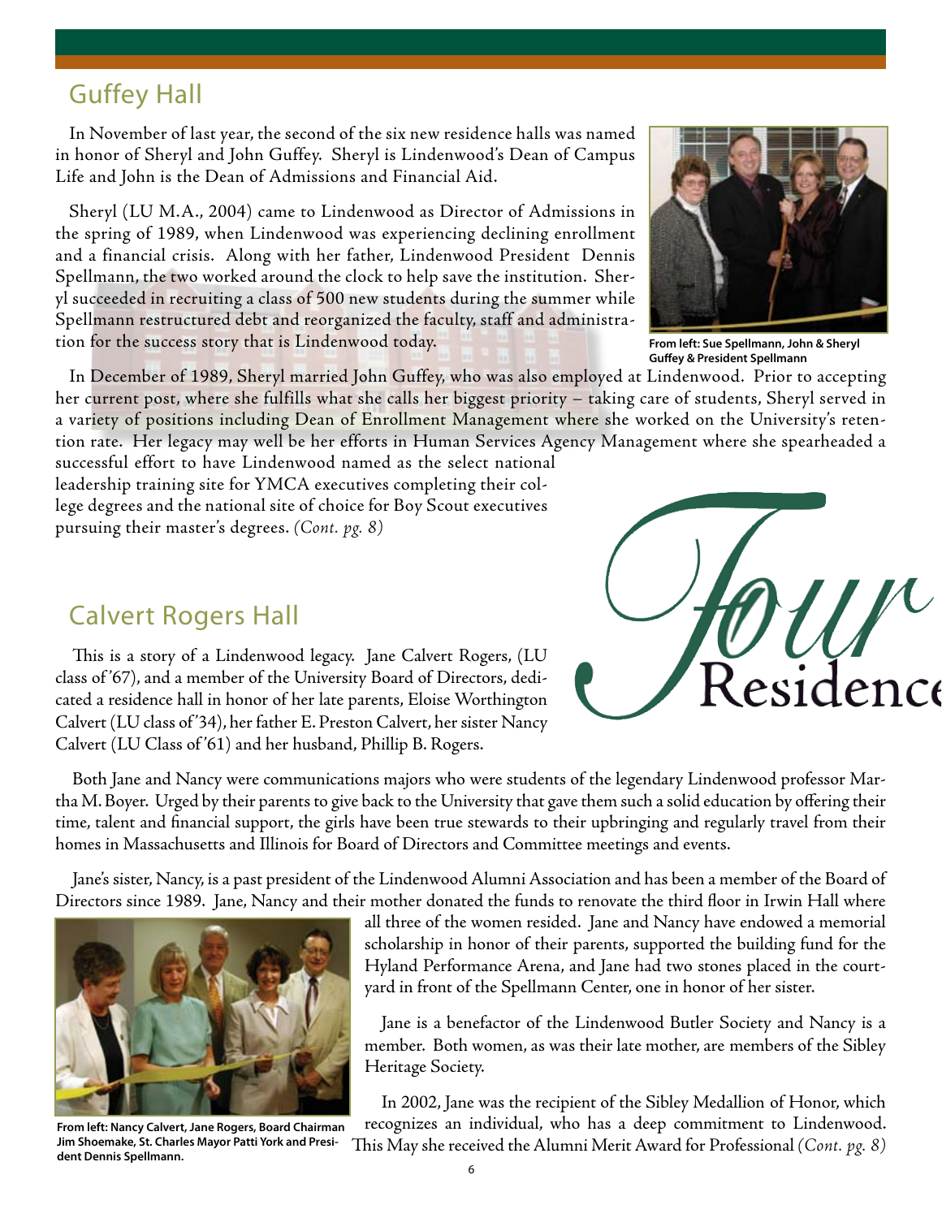## Guffey Hall

In November of last year, the second of the six new residence halls was named in honor of Sheryl and John Guffey. Sheryl is Lindenwood's Dean of Campus Life and John is the Dean of Admissions and Financial Aid.

Sheryl (LU M.A., 2004) came to Lindenwood as Director of Admissions in the spring of 1989, when Lindenwood was experiencing declining enrollment and a financial crisis. Along with her father, Lindenwood President Dennis Spellmann, the two worked around the clock to help save the institution. Sheryl succeeded in recruiting a class of 500 new students during the summer while Spellmann restructured debt and reorganized the faculty, staff and administration for the success story that is Lindenwood today.

**From left: Sue Spellmann, John & Sheryl Guffey & President Spellmann**

In December of 1989, Sheryl married John Guffey, who was also employed at Lindenwood. Prior to accepting her current post, where she fulfills what she calls her biggest priority – taking care of students, Sheryl served in a variety of positions including Dean of Enrollment Management where she worked on the University's retention rate. Her legacy may well be her efforts in Human Services Agency Management where she spearheaded a successful effort to have Lindenwood named as the select national leadership training site for YMCA executives completing their college degrees and the national site of choice for Boy Scout executives pursuing their master's degrees. *(Cont. pg. 8)*

Four Residence

## Calvert Rogers Hall

This is a story of a Lindenwood legacy. Jane Calvert Rogers, (LU class of '67), and a member of the University Board of Directors, dedicated a residence hall in honor of her late parents, Eloise Worthington Calvert (LU class of '34), her father E. Preston Calvert, her sister Nancy Calvert (LU Class of '61) and her husband, Phillip B. Rogers.

Both Jane and Nancy were communications majors who were students of the legendary Lindenwood professor Martha M. Boyer. Urged by their parents to give back to the University that gave them such a solid education by offering their time, talent and financial support, the girls have been true stewards to their upbringing and regularly travel from their homes in Massachusetts and Illinois for Board of Directors and Committee meetings and events.

Jane's sister, Nancy, is a past president of the Lindenwood Alumni Association and has been a member of the Board of Directors since 1989. Jane, Nancy and their mother donated the funds to renovate the third floor in Irwin Hall where all three of the women resided. Jane and Nancy have endowed a memorial scholarship in honor of their parents, supported the building fund for the Hyland Performance Arena, and Jane had two stones placed in the courtyard in front of the Spellmann Center, one in honor of her sister.

**From left: Nancy Calvert, Jane Rogers, Board Chairman Jim Shoemake, St. Charles Mayor Patti York and President Dennis Spellmann.**

Jane is a benefactor of the Lindenwood Butler Society and Nancy is a member. Both women, as was their late mother, are members of the Sibley Heritage Society.

In 2002, Jane was the recipient of the Sibley Medallion of Honor, which recognizes an individual, who has a deep commitment to Lindenwood. This May she received the Alumni Merit Award for Professional *(Cont. pg. 8)*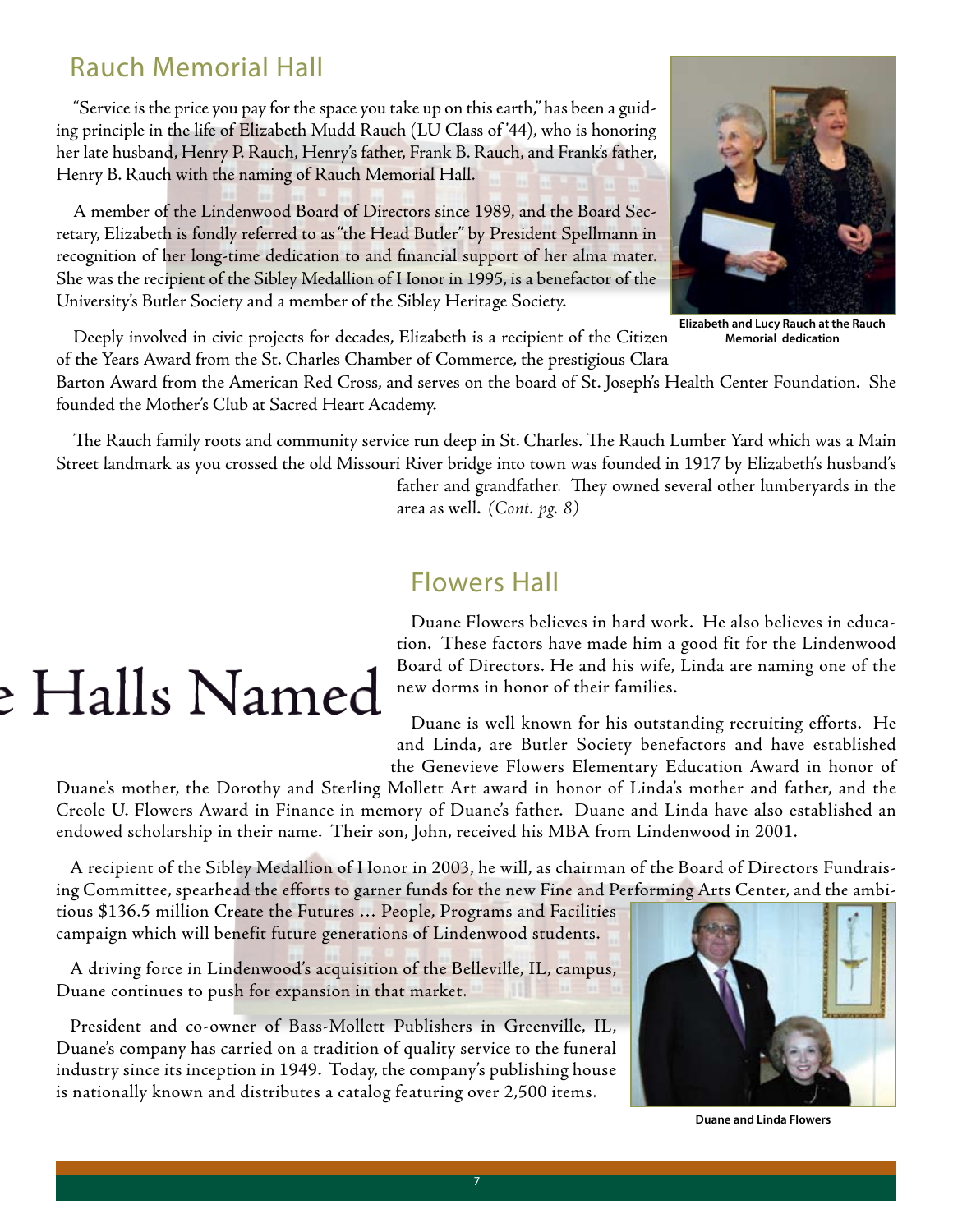## Rauch Memorial Hall

"Service is the price you pay for the space you take up on this earth," has been a guiding principle in the life of Elizabeth Mudd Rauch (LU Class of '44), who is honoring her late husband, Henry P. Rauch, Henry's father, Frank B. Rauch, and Frank's father, Henry B. Rauch with the naming of Rauch Memorial Hall.

A member of the Lindenwood Board of Directors since 1989, and the Board Secretary, Elizabeth is fondly referred to as "the Head Butler" by President Spellmann in recognition of her long-time dedication to and financial support of her alma mater. She was the recipient of the Sibley Medallion of Honor in 1995, is a benefactor of the University's Butler Society and a member of the Sibley Heritage Society.

Elizabeth and Lucy Rauch at the Rauch Memorial dedication

Deeply involved in civic projects for decades, Elizabeth is a recipient of the Citizen of the Years Award from the St. Charles Chamber of Commerce, the prestigious Clara Barton Award from the American Red Cross, and serves on the board of St. Joseph's Health Center Foundation. She founded the Mother's Club at Sacred Heart Academy.

The Rauch family roots and community service run deep in St. Charles. The Rauch Lumber Yard which was a Main Street landmark as you crossed the old Missouri River bridge into town was founded in 1917 by Elizabeth's husband's father and grandfather. They owned several other lumberyards in the area as well. *(Cont. pg. 8)*

e Halls Named

## Flowers Hall

Duane Flowers believes in hard work. He also believes in education. These factors have made him a good fit for the Lindenwood Board of Directors. He and his wife, Linda are naming one of the new dorms in honor of their families.

Duane is well known for his outstanding recruiting efforts. He and Linda, are Butler Society benefactors and have established the Genevieve Flowers Elementary Education Award in honor of Duane's mother, the Dorothy and Sterling Mollett Art award in honor of Linda's mother and father, and the Creole U. Flowers Award in Finance in memory of Duane's father. Duane and Linda have also established an endowed scholarship in their name. Their son, John, received his MBA from Lindenwood in 2001.

A recipient of the Sibley Medallion of Honor in 2003, he will, as chairman of the Board of Directors Fundraising Committee, spearhead the efforts to garner funds for the new Fine and Performing Arts Center, and the ambitious $136.5 million Create the Futures … People, Programs and Facilities campaign which will benefit future generations of Lindenwood students.

A driving force in Lindenwood's acquisition of the Belleville, IL, campus, Duane continues to push for expansion in that market.

President and co-owner of Bass-Mollett Publishers in Greenville, IL, Duane's company has carried on a tradition of quality service to the funeral industry since its inception in 1949. Today, the company's publishing house is nationally known and distributes a catalog featuring over 2,500 items.

Duane and Linda Flowers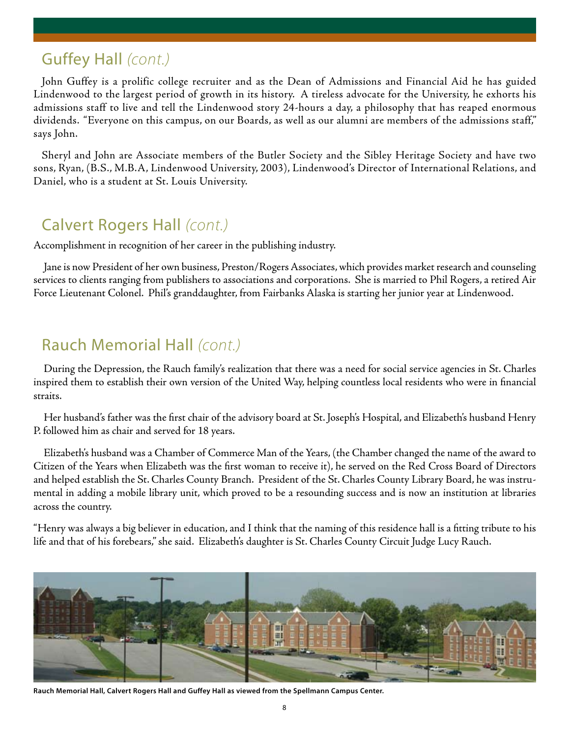## Guffey Hall *(cont.)*

John Guffey is a prolific college recruiter and as the Dean of Admissions and Financial Aid he has guided Lindenwood to the largest period of growth in its history. A tireless advocate for the University, he exhorts his admissions staff to live and tell the Lindenwood story 24-hours a day, a philosophy that has reaped enormous dividends. "Everyone on this campus, on our Boards, as well as our alumni are members of the admissions staff," says John.

Sheryl and John are Associate members of the Butler Society and the Sibley Heritage Society and have two sons, Ryan, (B.S., M.B.A, Lindenwood University, 2003), Lindenwood's Director of International Relations, and Daniel, who is a student at St. Louis University.

## Calvert Rogers Hall *(cont.)*

Accomplishment in recognition of her career in the publishing industry.

Jane is now President of her own business, Preston/Rogers Associates, which provides market research and counseling services to clients ranging from publishers to associations and corporations. She is married to Phil Rogers, a retired Air Force Lieutenant Colonel. Phil's granddaughter, from Fairbanks Alaska is starting her junior year at Lindenwood.

## Rauch Memorial Hall *(cont.)*

During the Depression, the Rauch family's realization that there was a need for social service agencies in St. Charles inspired them to establish their own version of the United Way, helping countless local residents who were in financial straits.

Her husband's father was the first chair of the advisory board at St. Joseph's Hospital, and Elizabeth's husband Henry P. followed him as chair and served for 18 years.

Elizabeth's husband was a Chamber of Commerce Man of the Years, (the Chamber changed the name of the award to Citizen of the Years when Elizabeth was the first woman to receive it), he served on the Red Cross Board of Directors and helped establish the St. Charles County Branch. President of the St. Charles County Library Board, he was instrumental in adding a mobile library unit, which proved to be a resounding success and is now an institution at libraries across the country.

"Henry was always a big believer in education, and I think that the naming of this residence hall is a fitting tribute to his life and that of his forebears," she said. Elizabeth's daughter is St. Charles County Circuit Judge Lucy Rauch.

**Rauch Memorial Hall, Calvert Rogers Hall and Guffey Hall as viewed from the Spellmann Campus Center.**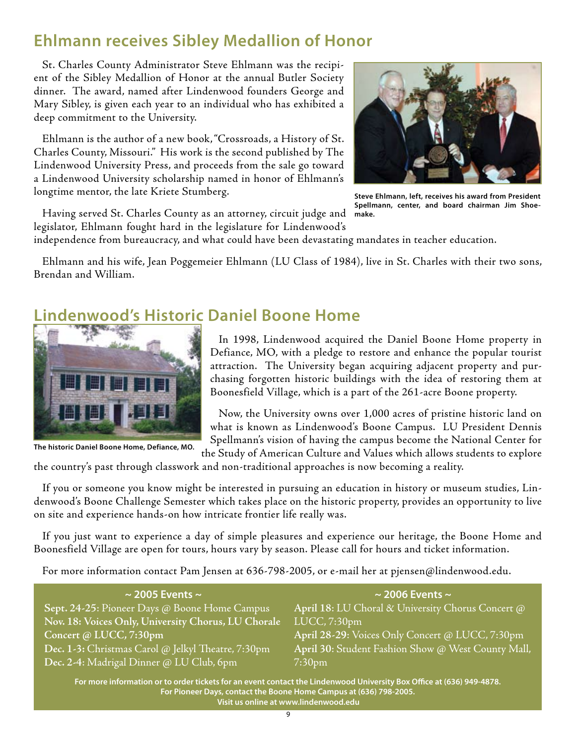## Ehlmann receives Sibley Medallion of Honor

St. Charles County Administrator Steve Ehlmann was the recipient of the Sibley Medallion of Honor at the annual Butler Society dinner. The award, named after Lindenwood founders George and Mary Sibley, is given each year to an individual who has exhibited a deep commitment to the University.

Ehlmann is the author of a new book, "Crossroads, a History of St. Charles County, Missouri." His work is the second published by The Lindenwood University Press, and proceeds from the sale go toward a Lindenwood University scholarship named in honor of Ehlmann's longtime mentor, the late Kriete Stumberg.

**Steve Ehlmann, left, receives his award from President Spellmann, center, and board chairman Jim Shoemake.**

Having served St. Charles County as an attorney, circuit judge and legislator, Ehlmann fought hard in the legislature for Lindenwood's independence from bureaucracy, and what could have been devastating mandates in teacher education.

Ehlmann and his wife, Jean Poggemeier Ehlmann (LU Class of 1984), live in St. Charles with their two sons, Brendan and William.

## Lindenwood's Historic Daniel Boone Home

**The historic Daniel Boone Home, Defiance, MO.**

In 1998, Lindenwood acquired the Daniel Boone Home property in Defiance, MO, with a pledge to restore and enhance the popular tourist attraction. The University began acquiring adjacent property and purchasing forgotten historic buildings with the idea of restoring them at Boonesfield Village, which is a part of the 261-acre Boone property.

Now, the University owns over 1,000 acres of pristine historic land on what is known as Lindenwood's Boone Campus. LU President Dennis Spellmann's vision of having the campus become the National Center for the Study of American Culture and Values which allows students to explore the country's past through classwork and non-traditional approaches is now becoming a reality.

If you or someone you know might be interested in pursuing an education in history or museum studies, Lindenwood's Boone Challenge Semester which takes place on the historic property, provides an opportunity to live on site and experience hands-on how intricate frontier life really was.

If you just want to experience a day of simple pleasures and experience our heritage, the Boone Home and Boonesfield Village are open for tours, hours vary by season. Please call for hours and ticket information.

For more information contact Pam Jensen at 636-798-2005, or e-mail her at pjensen@lindenwood.edu.

**~ 2005 Events ~**

**Sept. 24-25**: Pioneer Days @ Boone Home Campus
**Nov. 18: Voices Only, University Chorus, LU Chorale Concert @ LUCC, 7:30pm**
**Dec. 1-3:** Christmas Carol @ Jelkyl Theatre, 7:30pm
**Dec. 2-4**: Madrigal Dinner @ LU Club, 6pm

**~ 2006 Events ~**

**April 18**: LU Choral & University Chorus Concert @ LUCC, 7:30pm
**April 28-29**: Voices Only Concert @ LUCC, 7:30pm
**April 30**: Student Fashion Show @ West County Mall, 7:30pm

**For more information or to order tickets for an event contact the Lindenwood University Box Office at (636) 949-4878.**
**For Pioneer Days, contact the Boone Home Campus at (636) 798-2005.**
**Visit us online at www.lindenwood.edu**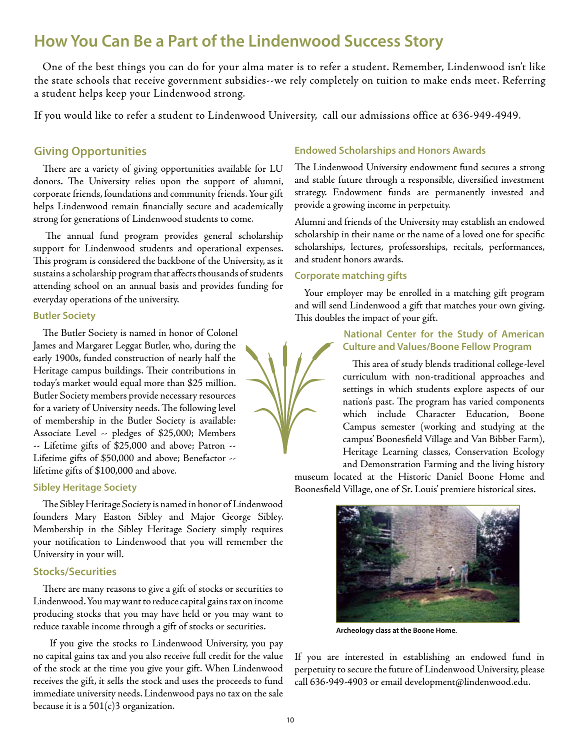# How You Can Be a Part of the Lindenwood Success Story

One of the best things you can do for your alma mater is to refer a student. Remember, Lindenwood isn't like the state schools that receive government subsidies--we rely completely on tuition to make ends meet. Referring a student helps keep your Lindenwood strong.

If you would like to refer a student to Lindenwood University, call our admissions office at 636-949-4949.

## Giving Opportunities

There are a variety of giving opportunities available for LU donors. The University relies upon the support of alumni, corporate friends, foundations and community friends. Your gift helps Lindenwood remain financially secure and academically strong for generations of Lindenwood students to come.

The annual fund program provides general scholarship support for Lindenwood students and operational expenses. This program is considered the backbone of the University, as it sustains a scholarship program that affects thousands of students attending school on an annual basis and provides funding for everyday operations of the university.

### Butler Society

The Butler Society is named in honor of Colonel James and Margaret Leggat Butler, who, during the early 1900s, funded construction of nearly half the Heritage campus buildings. Their contributions in today's market would equal more than $25 million. Butler Society members provide necessary resources for a variety of University needs. The following level of membership in the Butler Society is available: Associate Level -- pledges of $25,000; Members -- Lifetime gifts of $25,000 and above; Patron -- Lifetime gifts of $50,000 and above; Benefactor -- lifetime gifts of $100,000 and above.

### Sibley Heritage Society

The Sibley Heritage Society is named in honor of Lindenwood founders Mary Easton Sibley and Major George Sibley. Membership in the Sibley Heritage Society simply requires your notification to Lindenwood that you will remember the University in your will.

## Stocks/Securities

There are many reasons to give a gift of stocks or securities to Lindenwood. You may want to reduce capital gains tax on income producing stocks that you may have held or you may want to reduce taxable income through a gift of stocks or securities.

If you give the stocks to Lindenwood University, you pay no capital gains tax and you also receive full credit for the value of the stock at the time you give your gift. When Lindenwood receives the gift, it sells the stock and uses the proceeds to fund immediate university needs. Lindenwood pays no tax on the sale because it is a 501(c)3 organization.

### Endowed Scholarships and Honors Awards

The Lindenwood University endowment fund secures a strong and stable future through a responsible, diversified investment strategy. Endowment funds are permanently invested and provide a growing income in perpetuity.

Alumni and friends of the University may establish an endowed scholarship in their name or the name of a loved one for specific scholarships, lectures, professorships, recitals, performances, and student honors awards.

### Corporate matching gifts

Your employer may be enrolled in a matching gift program and will send Lindenwood a gift that matches your own giving. This doubles the impact of your gift.

### National Center for the Study of American Culture and Values/Boone Fellow Program

This area of study blends traditional college-level curriculum with non-traditional approaches and settings in which students explore aspects of our nation's past. The program has varied components which include Character Education, Boone Campus semester (working and studying at the campus' Boonesfield Village and Van Bibber Farm), Heritage Learning classes, Conservation Ecology and Demonstration Farming and the living history museum located at the Historic Daniel Boone Home and Boonesfield Village, one of St. Louis' premiere historical sites.

**Archeology class at the Boone Home.**

If you are interested in establishing an endowed fund in perpetuity to secure the future of Lindenwood University, please call 636-949-4903 or email development@lindenwood.edu.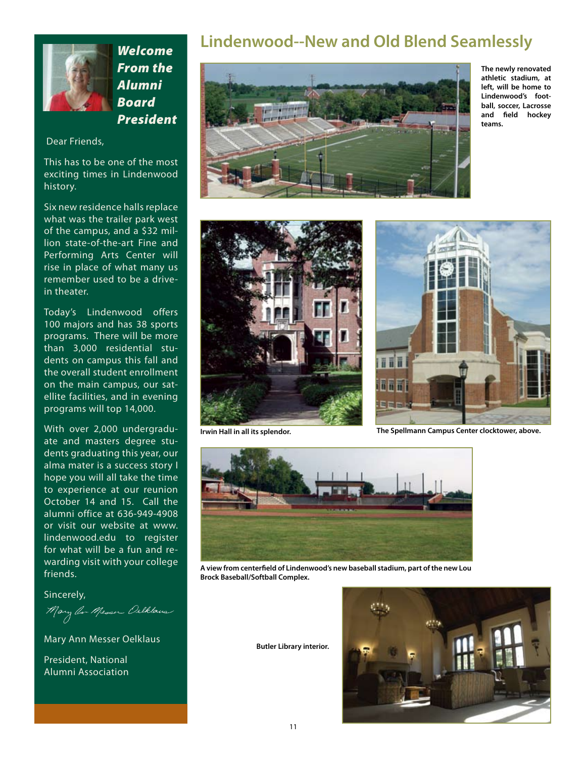## *Welcome From the Alumni Board President*

Dear Friends,

This has to be one of the most exciting times in Lindenwood history.

Six new residence halls replace what was the trailer park west of the campus, and a $32 million state-of-the-art Fine and Performing Arts Center will rise in place of what many us remember used to be a drive-in theater.

Today's Lindenwood offers 100 majors and has 38 sports programs. There will be more than 3,000 residential students on campus this fall and the overall student enrollment on the main campus, our satellite facilities, and in evening programs will top 14,000.

With over 2,000 undergraduate and masters degree students graduating this year, our alma mater is a success story I hope you will all take the time to experience at our reunion October 14 and 15. Call the alumni office at 636-949-4908 or visit our website at www.lindenwood.edu to register for what will be a fun and rewarding visit with your college friends.

Sincerely,

Mary Ann Messer Oelklaus

Mary Ann Messer Oelklaus

President, National Alumni Association

# Lindenwood--New and Old Blend Seamlessly

**The newly renovated athletic stadium, at left, will be home to Lindenwood's football, soccer, Lacrosse and field hockey teams.**

**Irwin Hall in all its splendor.**

**The Spellmann Campus Center clocktower, above.**

**A view from centerfield of Lindenwood's new baseball stadium, part of the new Lou Brock Baseball/Softball Complex.**

**Butler Library interior.**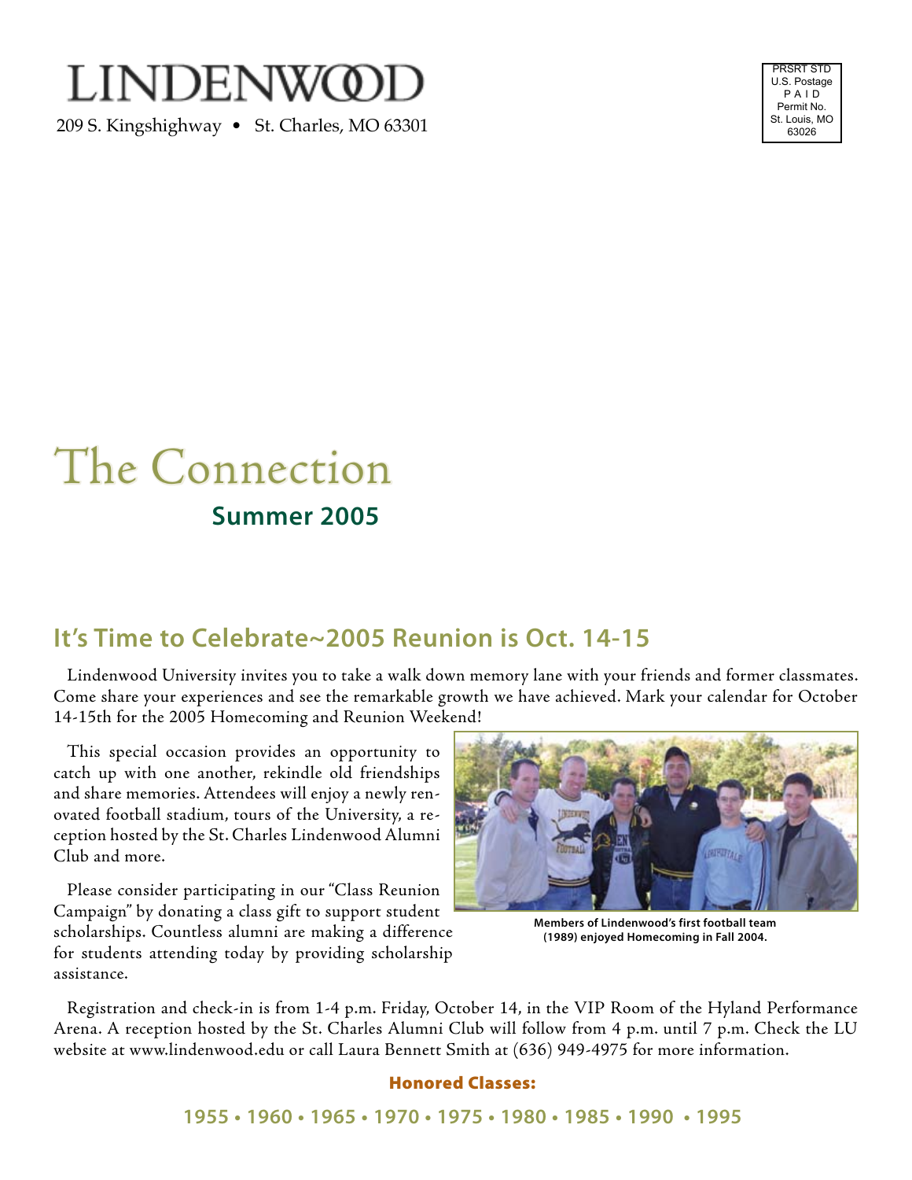# LINDENWOOD

209 S. Kingshighway • St. Charles, MO 63301

PRSRT STD
U.S. Postage
P A I D
Permit No.
St. Louis, MO
63026

# The Connection

**Summer 2005**

## It's Time to Celebrate~2005 Reunion is Oct. 14-15

Lindenwood University invites you to take a walk down memory lane with your friends and former classmates. Come share your experiences and see the remarkable growth we have achieved. Mark your calendar for October 14-15th for the 2005 Homecoming and Reunion Weekend!

This special occasion provides an opportunity to catch up with one another, rekindle old friendships and share memories. Attendees will enjoy a newly renovated football stadium, tours of the University, a reception hosted by the St. Charles Lindenwood Alumni Club and more.

Please consider participating in our "Class Reunion Campaign" by donating a class gift to support student scholarships. Countless alumni are making a difference for students attending today by providing scholarship assistance.

**Members of Lindenwood's first football team (1989) enjoyed Homecoming in Fall 2004.**

Registration and check-in is from 1-4 p.m. Friday, October 14, in the VIP Room of the Hyland Performance Arena. A reception hosted by the St. Charles Alumni Club will follow from 4 p.m. until 7 p.m. Check the LU website at www.lindenwood.edu or call Laura Bennett Smith at (636) 949-4975 for more information.

**Honored Classes:**

**1955 • 1960 • 1965 • 1970 • 1975 • 1980 • 1985 • 1990 • 1995**